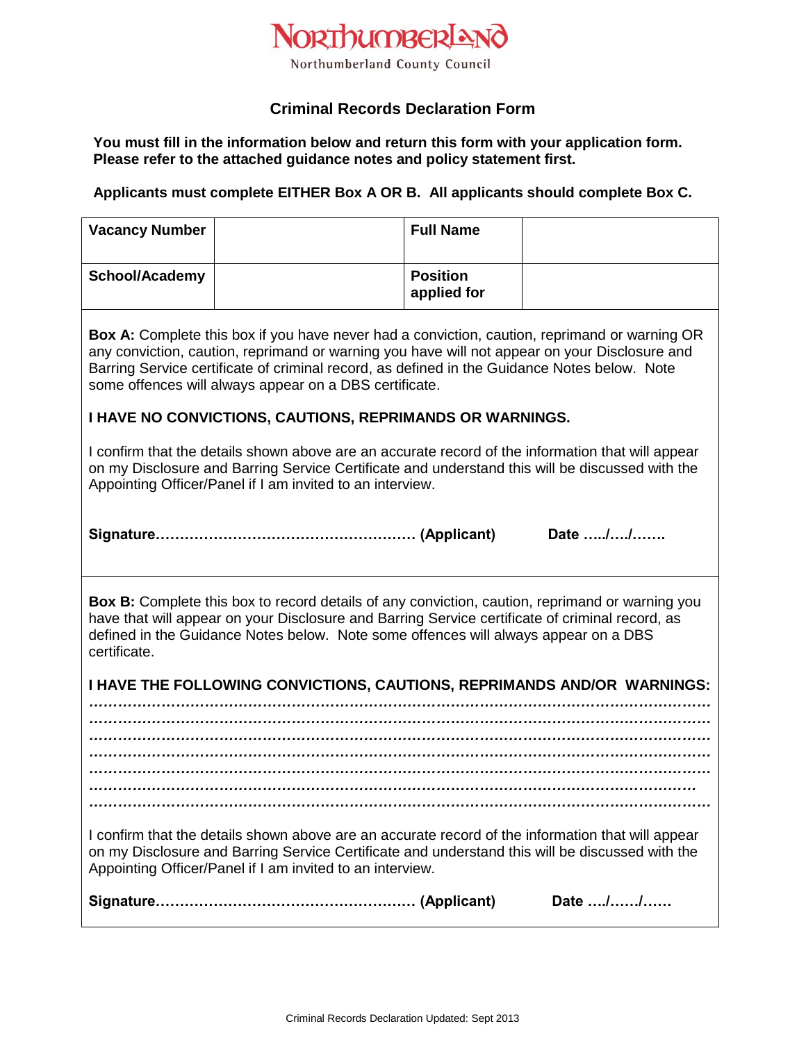NORTHUMBERLAND

Northumberland County Council

# Criminal Records Declaration Form

**You must fill in the information below and return this form with your application form. Please refer to the attached guidance notes and policy statement first.**

**Applicants must complete EITHER Box A OR B. All applicants should complete Box C.**

| | | | |
|---|---|---|---|
| **Vacancy Number** | | **Full Name** | |
| **School/Academy** | | **Position applied for** | |

**Box A:** Complete this box if you have never had a conviction, caution, reprimand or warning OR any conviction, caution, reprimand or warning you have will not appear on your Disclosure and Barring Service certificate of criminal record, as defined in the Guidance Notes below. Note some offences will always appear on a DBS certificate.

**I HAVE NO CONVICTIONS, CAUTIONS, REPRIMANDS OR WARNINGS.**

I confirm that the details shown above are an accurate record of the information that will appear on my Disclosure and Barring Service Certificate and understand this will be discussed with the Appointing Officer/Panel if I am invited to an interview.

**Signature……………………………………………… (Applicant)    Date …../…./…….**

**Box B:** Complete this box to record details of any conviction, caution, reprimand or warning you have that will appear on your Disclosure and Barring Service certificate of criminal record, as defined in the Guidance Notes below. Note some offences will always appear on a DBS certificate.

**I HAVE THE FOLLOWING CONVICTIONS, CAUTIONS, REPRIMANDS AND/OR WARNINGS:**

…………………………………………………………………………………………………………………
…………………………………………………………………………………………………………………
…………………………………………………………………………………………………………………
…………………………………………………………………………………………………………………
…………………………………………………………………………………………………………………
…………………………………………………………………………………………………………………
…………………………………………………………………………………………………………………

I confirm that the details shown above are an accurate record of the information that will appear on my Disclosure and Barring Service Certificate and understand this will be discussed with the Appointing Officer/Panel if I am invited to an interview.

**Signature……………………………………………… (Applicant)    Date …./……/……**

Criminal Records Declaration Updated: Sept 2013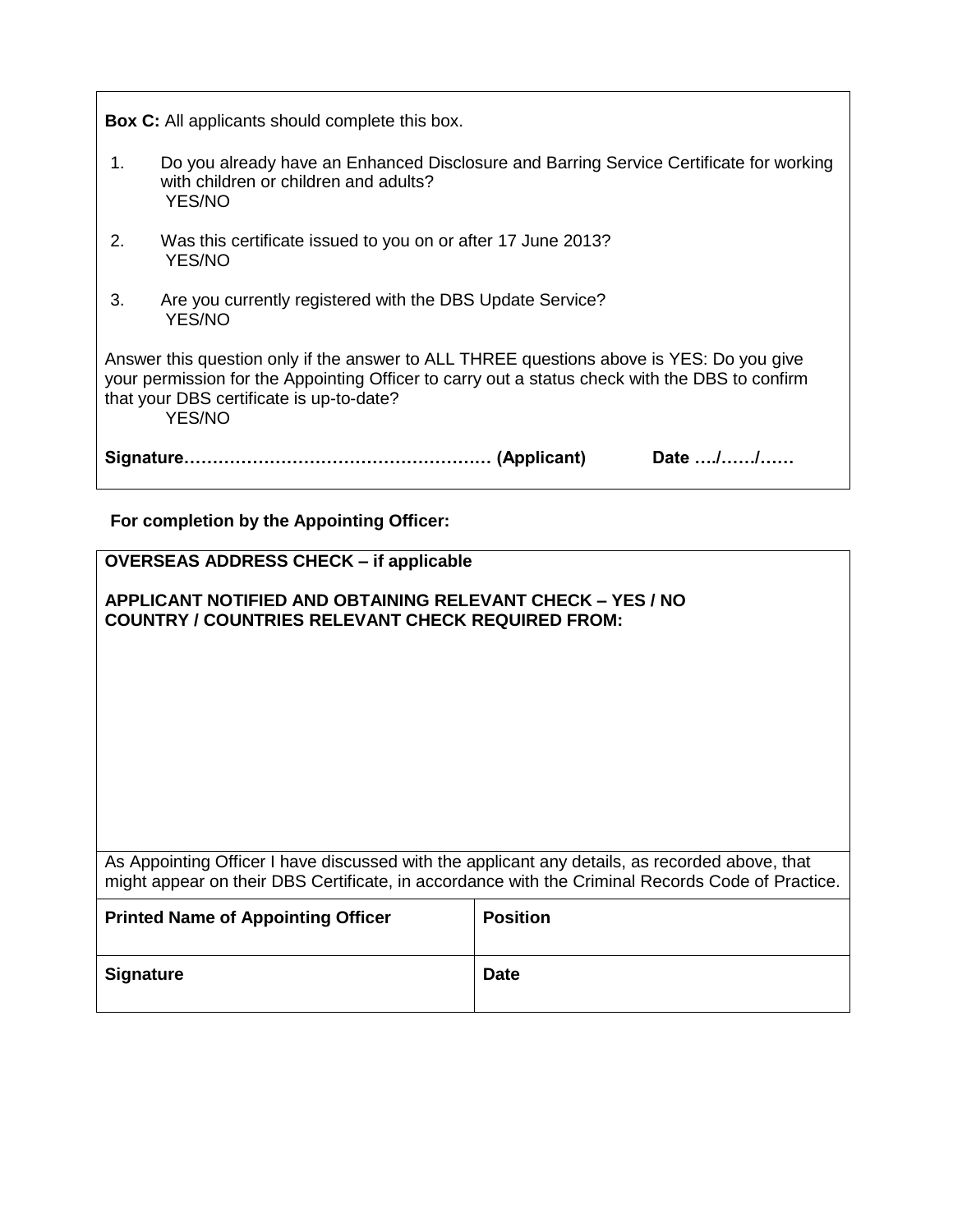**Box C:** All applicants should complete this box.

1. Do you already have an Enhanced Disclosure and Barring Service Certificate for working with children or children and adults?
   YES/NO

2. Was this certificate issued to you on or after 17 June 2013?
   YES/NO

3. Are you currently registered with the DBS Update Service?
   YES/NO

Answer this question only if the answer to ALL THREE questions above is YES: Do you give your permission for the Appointing Officer to carry out a status check with the DBS to confirm that your DBS certificate is up-to-date?
YES/NO

**Signature……………………………………………… (Applicant)** **Date …./……/……**

**For completion by the Appointing Officer:**

**OVERSEAS ADDRESS CHECK – if applicable**

**APPLICANT NOTIFIED AND OBTAINING RELEVANT CHECK – YES / NO**
**COUNTRY / COUNTRIES RELEVANT CHECK REQUIRED FROM:**

As Appointing Officer I have discussed with the applicant any details, as recorded above, that might appear on their DBS Certificate, in accordance with the Criminal Records Code of Practice.

| **Printed Name of Appointing Officer** | **Position** |
|---|---|
| **Signature** | **Date** |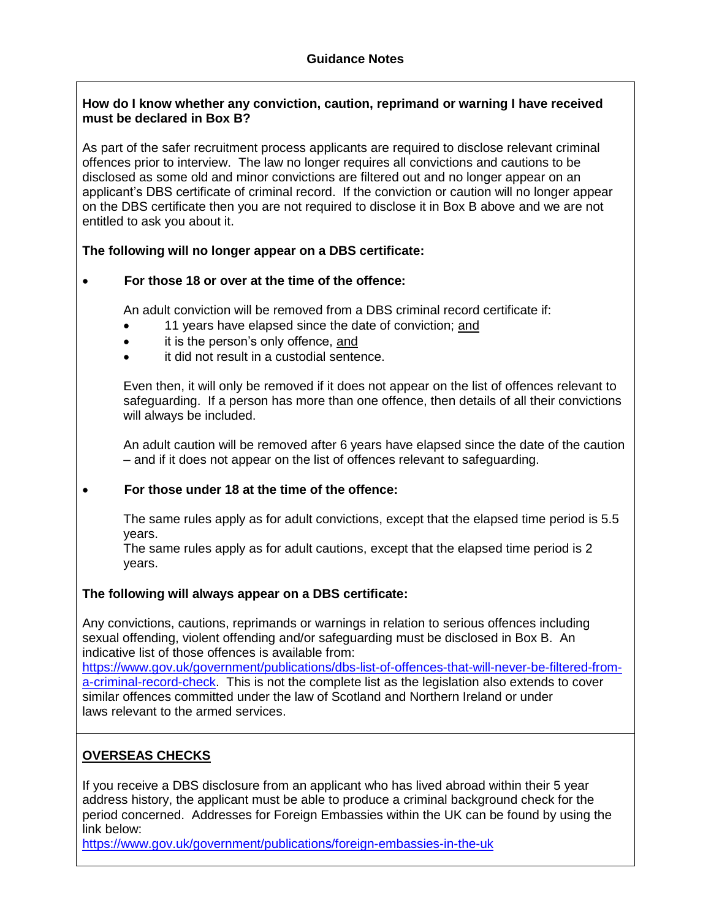## Guidance Notes

**How do I know whether any conviction, caution, reprimand or warning I have received must be declared in Box B?**

As part of the safer recruitment process applicants are required to disclose relevant criminal offences prior to interview. The law no longer requires all convictions and cautions to be disclosed as some old and minor convictions are filtered out and no longer appear on an applicant's DBS certificate of criminal record. If the conviction or caution will no longer appear on the DBS certificate then you are not required to disclose it in Box B above and we are not entitled to ask you about it.

**The following will no longer appear on a DBS certificate:**

- **For those 18 or over at the time of the offence:**

  An adult conviction will be removed from a DBS criminal record certificate if:
  - 11 years have elapsed since the date of conviction; and
  - it is the person's only offence, and
  - it did not result in a custodial sentence.

  Even then, it will only be removed if it does not appear on the list of offences relevant to safeguarding. If a person has more than one offence, then details of all their convictions will always be included.

  An adult caution will be removed after 6 years have elapsed since the date of the caution – and if it does not appear on the list of offences relevant to safeguarding.

- **For those under 18 at the time of the offence:**

  The same rules apply as for adult convictions, except that the elapsed time period is 5.5 years.
  The same rules apply as for adult cautions, except that the elapsed time period is 2 years.

**The following will always appear on a DBS certificate:**

Any convictions, cautions, reprimands or warnings in relation to serious offences including sexual offending, violent offending and/or safeguarding must be disclosed in Box B. An indicative list of those offences is available from: https://www.gov.uk/government/publications/dbs-list-of-offences-that-will-never-be-filtered-from-a-criminal-record-check. This is not the complete list as the legislation also extends to cover similar offences committed under the law of Scotland and Northern Ireland or under laws relevant to the armed services.

**OVERSEAS CHECKS**

If you receive a DBS disclosure from an applicant who has lived abroad within their 5 year address history, the applicant must be able to produce a criminal background check for the period concerned. Addresses for Foreign Embassies within the UK can be found by using the link below:
https://www.gov.uk/government/publications/foreign-embassies-in-the-uk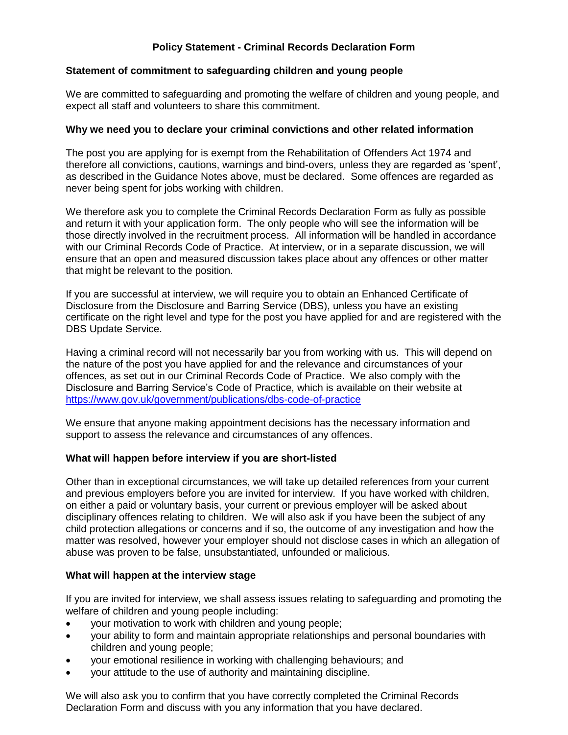## Policy Statement - Criminal Records Declaration Form

### Statement of commitment to safeguarding children and young people

We are committed to safeguarding and promoting the welfare of children and young people, and expect all staff and volunteers to share this commitment.

### Why we need you to declare your criminal convictions and other related information

The post you are applying for is exempt from the Rehabilitation of Offenders Act 1974 and therefore all convictions, cautions, warnings and bind-overs, unless they are regarded as 'spent', as described in the Guidance Notes above, must be declared. Some offences are regarded as never being spent for jobs working with children.

We therefore ask you to complete the Criminal Records Declaration Form as fully as possible and return it with your application form. The only people who will see the information will be those directly involved in the recruitment process. All information will be handled in accordance with our Criminal Records Code of Practice. At interview, or in a separate discussion, we will ensure that an open and measured discussion takes place about any offences or other matter that might be relevant to the position.

If you are successful at interview, we will require you to obtain an Enhanced Certificate of Disclosure from the Disclosure and Barring Service (DBS), unless you have an existing certificate on the right level and type for the post you have applied for and are registered with the DBS Update Service.

Having a criminal record will not necessarily bar you from working with us. This will depend on the nature of the post you have applied for and the relevance and circumstances of your offences, as set out in our Criminal Records Code of Practice. We also comply with the Disclosure and Barring Service's Code of Practice, which is available on their website at https://www.gov.uk/government/publications/dbs-code-of-practice

We ensure that anyone making appointment decisions has the necessary information and support to assess the relevance and circumstances of any offences.

### What will happen before interview if you are short-listed

Other than in exceptional circumstances, we will take up detailed references from your current and previous employers before you are invited for interview. If you have worked with children, on either a paid or voluntary basis, your current or previous employer will be asked about disciplinary offences relating to children. We will also ask if you have been the subject of any child protection allegations or concerns and if so, the outcome of any investigation and how the matter was resolved, however your employer should not disclose cases in which an allegation of abuse was proven to be false, unsubstantiated, unfounded or malicious.

### What will happen at the interview stage

If you are invited for interview, we shall assess issues relating to safeguarding and promoting the welfare of children and young people including:

- your motivation to work with children and young people;
- your ability to form and maintain appropriate relationships and personal boundaries with children and young people;
- your emotional resilience in working with challenging behaviours; and
- your attitude to the use of authority and maintaining discipline.

We will also ask you to confirm that you have correctly completed the Criminal Records Declaration Form and discuss with you any information that you have declared.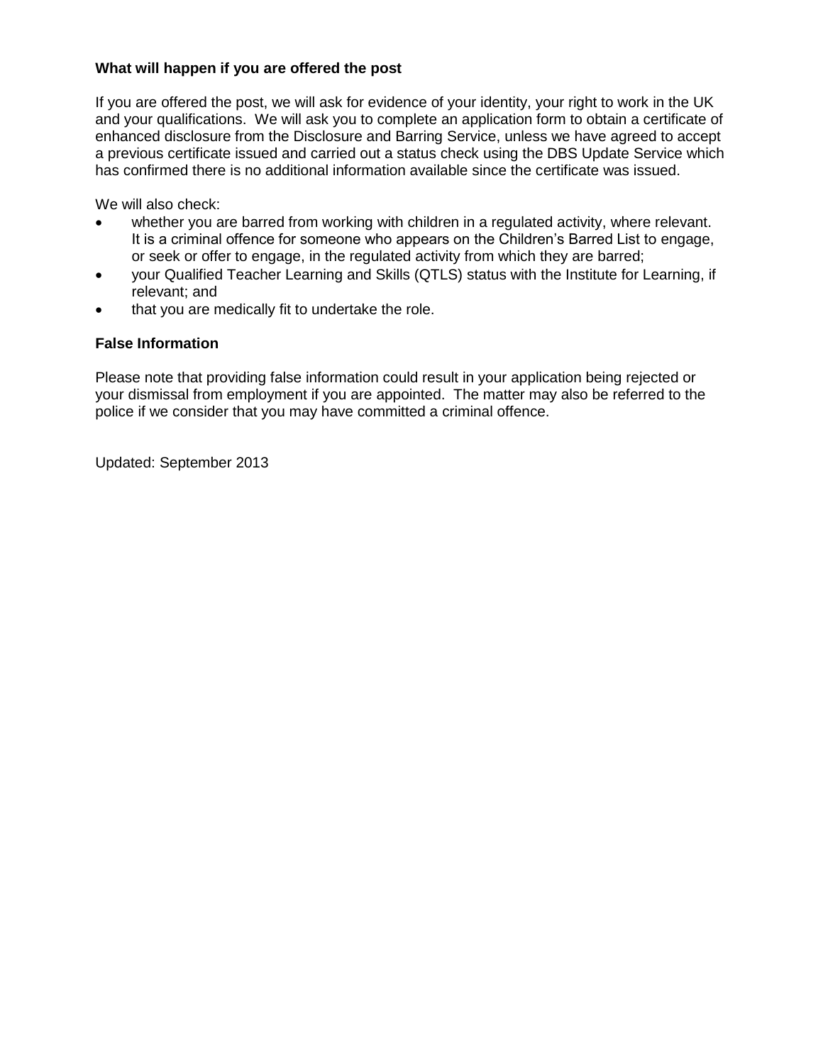**What will happen if you are offered the post**

If you are offered the post, we will ask for evidence of your identity, your right to work in the UK and your qualifications. We will ask you to complete an application form to obtain a certificate of enhanced disclosure from the Disclosure and Barring Service, unless we have agreed to accept a previous certificate issued and carried out a status check using the DBS Update Service which has confirmed there is no additional information available since the certificate was issued.

We will also check:

- whether you are barred from working with children in a regulated activity, where relevant. It is a criminal offence for someone who appears on the Children's Barred List to engage, or seek or offer to engage, in the regulated activity from which they are barred;
- your Qualified Teacher Learning and Skills (QTLS) status with the Institute for Learning, if relevant; and
- that you are medically fit to undertake the role.

**False Information**

Please note that providing false information could result in your application being rejected or your dismissal from employment if you are appointed. The matter may also be referred to the police if we consider that you may have committed a criminal offence.

Updated: September 2013